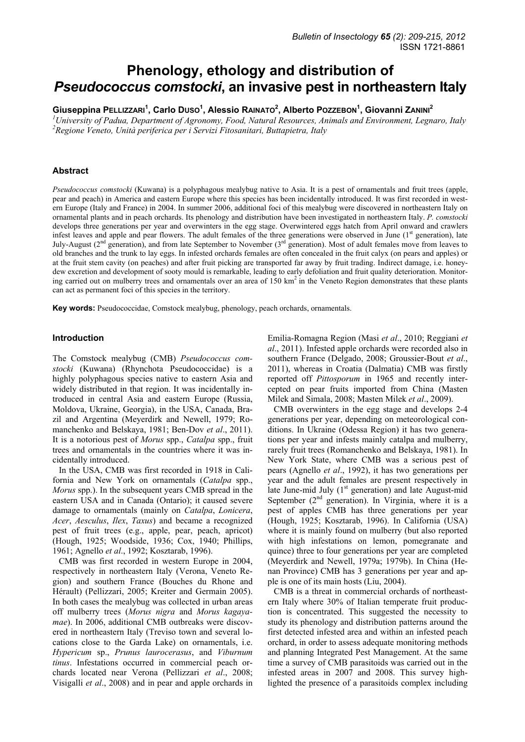# Phenology, ethology and distribution of *Pseudococcus comstocki*, an invasive pest in northeastern Italy

Giuseppina Pellizzari[1], Carlo Duso[1], Alessio Rainato[2], Alberto Pozzebon[1], Giovanni Zanini[2]

[1]University of Padua, Department of Agronomy, Food, Natural Resources, Animals and Environment, Legnaro, Italy
[2]Regione Veneto, Unità periferica per i Servizi Fitosanitari, Buttapietra, Italy

## Abstract

*Pseudococcus comstocki* (Kuwana) is a polyphagous mealybug native to Asia. It is a pest of ornamentals and fruit trees (apple, pear and peach) in America and eastern Europe where this species has been incidentally introduced. It was first recorded in western Europe (Italy and France) in 2004. In summer 2006, additional foci of this mealybug were discovered in northeastern Italy on ornamental plants and in peach orchards. Its phenology and distribution have been investigated in northeastern Italy. *P. comstocki* develops three generations per year and overwinters in the egg stage. Overwintered eggs hatch from April onward and crawlers infest leaves and apple and pear flowers. The adult females of the three generations were observed in June (1st generation), late July-August (2nd generation), and from late September to November (3rd generation). Most of adult females move from leaves to old branches and the trunk to lay eggs. In infested orchards females are often concealed in the fruit calyx (on pears and apples) or at the fruit stem cavity (on peaches) and after fruit picking are transported far away by fruit trading. Indirect damage, i.e. honeydew excretion and development of sooty mould is remarkable, leading to early defoliation and fruit quality deterioration. Monitoring carried out on mulberry trees and ornamentals over an area of 150 km$^2$ in the Veneto Region demonstrates that these plants can act as permanent foci of this species in the territory.

**Key words:** Pseudococcidae, Comstock mealybug, phenology, peach orchards, ornamentals.

## Introduction

The Comstock mealybug (CMB) *Pseudococcus comstocki* (Kuwana) (Rhynchota Pseudococcidae) is a highly polyphagous species native to eastern Asia and widely distributed in that region. It was incidentally introduced in central Asia and eastern Europe (Russia, Moldova, Ukraine, Georgia), in the USA, Canada, Brazil and Argentina (Meyerdirk and Newell, 1979; Romanchenko and Belskaya, 1981; Ben-Dov *et al*., 2011). It is a notorious pest of *Morus* spp., *Catalpa* spp., fruit trees and ornamentals in the countries where it was incidentally introduced.

In the USA, CMB was first recorded in 1918 in California and New York on ornamentals (*Catalpa* spp., *Morus* spp.). In the subsequent years CMB spread in the eastern USA and in Canada (Ontario); it caused severe damage to ornamentals (mainly on *Catalpa*, *Lonicera*, *Acer*, *Aesculus*, *Ilex*, *Taxus*) and became a recognized pest of fruit trees (e.g., apple, pear, peach, apricot) (Hough, 1925; Woodside, 1936; Cox, 1940; Phillips, 1961; Agnello *et al*., 1992; Kosztarab, 1996).

CMB was first recorded in western Europe in 2004, respectively in northeastern Italy (Verona, Veneto Region) and southern France (Bouches du Rhone and Hérault) (Pellizzari, 2005; Kreiter and Germain 2005). In both cases the mealybug was collected in urban areas off mulberry trees (*Morus nigra* and *Morus kagayamae*). In 2006, additional CMB outbreaks were discovered in northeastern Italy (Treviso town and several locations close to the Garda Lake) on ornamentals, i.e. *Hypericum* sp., *Prunus laurocerasus*, and *Viburnum tinus*. Infestations occurred in commercial peach orchards located near Verona (Pellizzari *et al*., 2008; Visigalli *et al*., 2008) and in pear and apple orchards in Emilia-Romagna Region (Masi *et al*., 2010; Reggiani *et al*., 2011). Infested apple orchards were recorded also in southern France (Delgado, 2008; Groussier-Bout *et al*., 2011), whereas in Croatia (Dalmatia) CMB was firstly reported off *Pittosporum* in 1965 and recently intercepted on pear fruits imported from China (Masten Milek and Simala, 2008; Masten Milek *et al*., 2009).

CMB overwinters in the egg stage and develops 2-4 generations per year, depending on meteorological conditions. In Ukraine (Odessa Region) it has two generations per year and infests mainly catalpa and mulberry, rarely fruit trees (Romanchenko and Belskaya, 1981). In New York State, where CMB was a serious pest of pears (Agnello *et al*., 1992), it has two generations per year and the adult females are present respectively in late June-mid July (1st generation) and late August-mid September (2nd generation). In Virginia, where it is a pest of apples CMB has three generations per year (Hough, 1925; Kosztarab, 1996). In California (USA) where it is mainly found on mulberry (but also reported with high infestations on lemon, pomegranate and quince) three to four generations per year are completed (Meyerdirk and Newell, 1979a; 1979b). In China (Henan Province) CMB has 3 generations per year and apple is one of its main hosts (Liu, 2004).

CMB is a threat in commercial orchards of northeastern Italy where 30% of Italian temperate fruit production is concentrated. This suggested the necessity to study its phenology and distribution patterns around the first detected infested area and within an infested peach orchard, in order to assess adequate monitoring methods and planning Integrated Pest Management. At the same time a survey of CMB parasitoids was carried out in the infested areas in 2007 and 2008. This survey highlighted the presence of a parasitoids complex including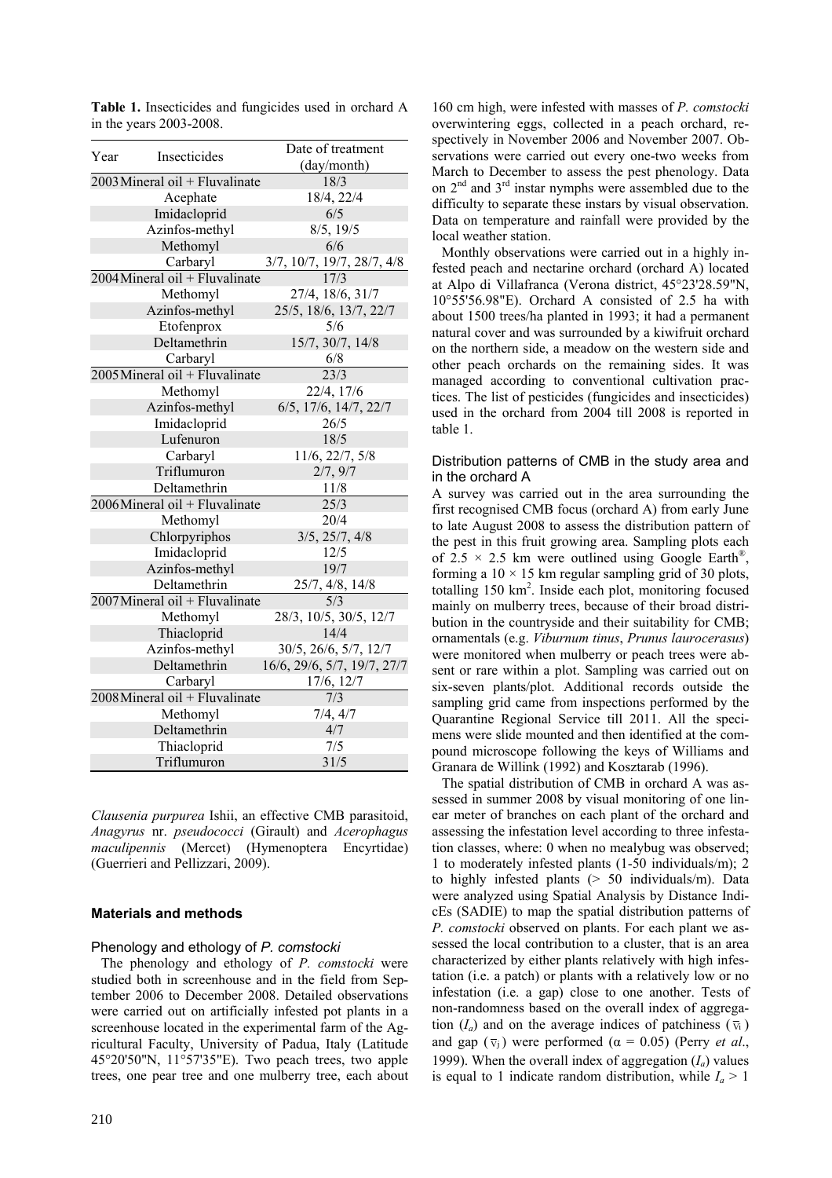**Table 1.** Insecticides and fungicides used in orchard A in the years 2003-2008.

| Year | Insecticides | Date of treatment (day/month) |
|---|---|---|
| 2003 | Mineral oil + Fluvalinate | 18/3 |
| | Acephate | 18/4, 22/4 |
| | Imidacloprid | 6/5 |
| | Azinfos-methyl | 8/5, 19/5 |
| | Methomyl | 6/6 |
| | Carbaryl | 3/7, 10/7, 19/7, 28/7, 4/8 |
| 2004 | Mineral oil + Fluvalinate | 17/3 |
| | Methomyl | 27/4, 18/6, 31/7 |
| | Azinfos-methyl | 25/5, 18/6, 13/7, 22/7 |
| | Etofenprox | 5/6 |
| | Deltamethrin | 15/7, 30/7, 14/8 |
| | Carbaryl | 6/8 |
| 2005 | Mineral oil + Fluvalinate | 23/3 |
| | Methomyl | 22/4, 17/6 |
| | Azinfos-methyl | 6/5, 17/6, 14/7, 22/7 |
| | Imidacloprid | 26/5 |
| | Lufenuron | 18/5 |
| | Carbaryl | 11/6, 22/7, 5/8 |
| | Triflumuron | 2/7, 9/7 |
| | Deltamethrin | 11/8 |
| 2006 | Mineral oil + Fluvalinate | 25/3 |
| | Methomyl | 20/4 |
| | Chlorpyriphos | 3/5, 25/7, 4/8 |
| | Imidacloprid | 12/5 |
| | Azinfos-methyl | 19/7 |
| | Deltamethrin | 25/7, 4/8, 14/8 |
| 2007 | Mineral oil + Fluvalinate | 5/3 |
| | Methomyl | 28/3, 10/5, 30/5, 12/7 |
| | Thiacloprid | 14/4 |
| | Azinfos-methyl | 30/5, 26/6, 5/7, 12/7 |
| | Deltamethrin | 16/6, 29/6, 5/7, 19/7, 27/7 |
| | Carbaryl | 17/6, 12/7 |
| 2008 | Mineral oil + Fluvalinate | 7/3 |
| | Methomyl | 7/4, 4/7 |
| | Deltamethrin | 4/7 |
| | Thiacloprid | 7/5 |
| | Triflumuron | 31/5 |

*Clausenia purpurea* Ishii, an effective CMB parasitoid, *Anagyrus* nr. *pseudococci* (Girault) and *Acerophagus maculipennis* (Mercet) (Hymenoptera Encyrtidae) (Guerrieri and Pellizzari, 2009).

## Materials and methods

### Phenology and ethology of *P. comstocki*

The phenology and ethology of *P. comstocki* were studied both in screenhouse and in the field from September 2006 to December 2008. Detailed observations were carried out on artificially infested pot plants in a screenhouse located in the experimental farm of the Agricultural Faculty, University of Padua, Italy (Latitude 45°20'50"N, 11°57'35"E). Two peach trees, two apple trees, one pear tree and one mulberry tree, each about 160 cm high, were infested with masses of *P. comstocki* overwintering eggs, collected in a peach orchard, respectively in November 2006 and November 2007. Observations were carried out every one-two weeks from March to December to assess the pest phenology. Data on 2nd and 3rd instar nymphs were assembled due to the difficulty to separate these instars by visual observation. Data on temperature and rainfall were provided by the local weather station.

Monthly observations were carried out in a highly infested peach and nectarine orchard (orchard A) located at Alpo di Villafranca (Verona district, 45°23'28.59"N, 10°55'56.98"E). Orchard A consisted of 2.5 ha with about 1500 trees/ha planted in 1993; it had a permanent natural cover and was surrounded by a kiwifruit orchard on the northern side, a meadow on the western side and other peach orchards on the remaining sides. It was managed according to conventional cultivation practices. The list of pesticides (fungicides and insecticides) used in the orchard from 2004 till 2008 is reported in table 1.

### Distribution patterns of CMB in the study area and in the orchard A

A survey was carried out in the area surrounding the first recognised CMB focus (orchard A) from early June to late August 2008 to assess the distribution pattern of the pest in this fruit growing area. Sampling plots each of 2.5 × 2.5 km were outlined using Google Earth®, forming a 10 × 15 km regular sampling grid of 30 plots, totalling 150 km². Inside each plot, monitoring focused mainly on mulberry trees, because of their broad distribution in the countryside and their suitability for CMB; ornamentals (e.g. *Viburnum tinus*, *Prunus laurocerasus*) were monitored when mulberry or peach trees were absent or rare within a plot. Sampling was carried out on six-seven plants/plot. Additional records outside the sampling grid came from inspections performed by the Quarantine Regional Service till 2011. All the specimens were slide mounted and then identified at the compound microscope following the keys of Williams and Granara de Willink (1992) and Kosztarab (1996).

The spatial distribution of CMB in orchard A was assessed in summer 2008 by visual monitoring of one linear meter of branches on each plant of the orchard and assessing the infestation level according to three infestation classes, where: 0 when no mealybug was observed; 1 to moderately infested plants (1-50 individuals/m); 2 to highly infested plants (> 50 individuals/m). Data were analyzed using Spatial Analysis by Distance IndicEs (SADIE) to map the spatial distribution patterns of *P. comstocki* observed on plants. For each plant we assessed the local contribution to a cluster, that is an area characterized by either plants relatively with high infestation (i.e. a patch) or plants with a relatively low or no infestation (i.e. a gap) close to one another. Tests of non-randomness based on the overall index of aggregation ($I_a$) and on the average indices of patchiness ($\bar{v}_i$) and gap ($\bar{v}_j$) were performed ($\alpha = 0.05$) (Perry *et al*., 1999). When the overall index of aggregation ($I_a$) values is equal to 1 indicate random distribution, while $I_a > 1$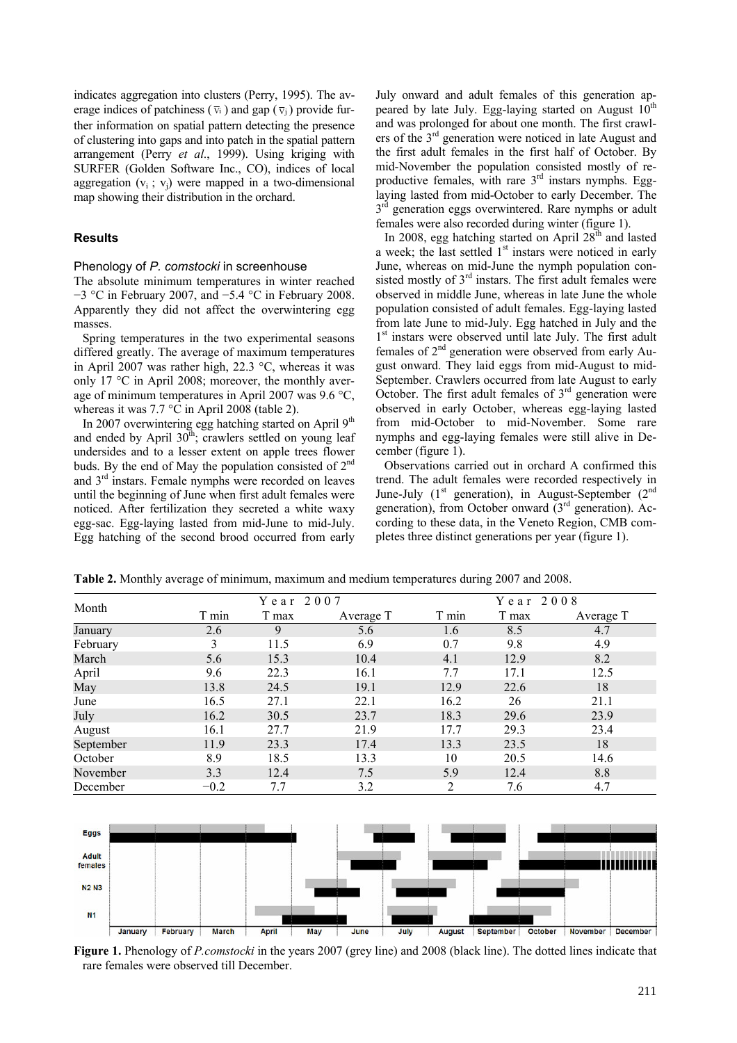indicates aggregation into clusters (Perry, 1995). The average indices of patchiness ($\bar{v}_i$) and gap ($\bar{v}_j$) provide further information on spatial pattern detecting the presence of clustering into gaps and into patch in the spatial pattern arrangement (Perry *et al*., 1999). Using kriging with SURFER (Golden Software Inc., CO), indices of local aggregation ($v_i$ ; $v_j$) were mapped in a two-dimensional map showing their distribution in the orchard.

## Results

### Phenology of *P. comstocki* in screenhouse

The absolute minimum temperatures in winter reached −3 °C in February 2007, and −5.4 °C in February 2008. Apparently they did not affect the overwintering egg masses.

Spring temperatures in the two experimental seasons differed greatly. The average of maximum temperatures in April 2007 was rather high, 22.3 °C, whereas it was only 17 °C in April 2008; moreover, the monthly average of minimum temperatures in April 2007 was 9.6 °C, whereas it was 7.7 °C in April 2008 (table 2).

In 2007 overwintering egg hatching started on April 9th and ended by April 30th; crawlers settled on young leaf undersides and to a lesser extent on apple trees flower buds. By the end of May the population consisted of 2nd and 3rd instars. Female nymphs were recorded on leaves until the beginning of June when first adult females were noticed. After fertilization they secreted a white waxy egg-sac. Egg-laying lasted from mid-June to mid-July. Egg hatching of the second brood occurred from early July onward and adult females of this generation appeared by late July. Egg-laying started on August 10th and was prolonged for about one month. The first crawlers of the 3rd generation were noticed in late August and the first adult females in the first half of October. By mid-November the population consisted mostly of reproductive females, with rare 3rd instars nymphs. Egg-laying lasted from mid-October to early December. The 3rd generation eggs overwintered. Rare nymphs or adult females were also recorded during winter (figure 1).

In 2008, egg hatching started on April 28th and lasted a week; the last settled 1st instars were noticed in early June, whereas on mid-June the nymph population consisted mostly of 3rd instars. The first adult females were observed in middle June, whereas in late June the whole population consisted of adult females. Egg-laying lasted from late June to mid-July. Egg hatched in July and the 1st instars were observed until late July. The first adult females of 2nd generation were observed from early August onward. They laid eggs from mid-August to mid-September. Crawlers occurred from late August to early October. The first adult females of 3rd generation were observed in early October, whereas egg-laying lasted from mid-October to mid-November. Some rare nymphs and egg-laying females were still alive in December (figure 1).

Observations carried out in orchard A confirmed this trend. The adult females were recorded respectively in June-July (1st generation), in August-September (2nd generation), from October onward (3rd generation). According to these data, in the Veneto Region, CMB completes three distinct generations per year (figure 1).

**Table 2.** Monthly average of minimum, maximum and medium temperatures during 2007 and 2008.

| Month | Year 2007 | | | Year 2008 | | |
|---|---|---|---|---|---|---|
| | T min | T max | Average T | T min | T max | Average T |
| January | 2.6 | 9 | 5.6 | 1.6 | 8.5 | 4.7 |
| February | 3 | 11.5 | 6.9 | 0.7 | 9.8 | 4.9 |
| March | 5.6 | 15.3 | 10.4 | 4.1 | 12.9 | 8.2 |
| April | 9.6 | 22.3 | 16.1 | 7.7 | 17.1 | 12.5 |
| May | 13.8 | 24.5 | 19.1 | 12.9 | 22.6 | 18 |
| June | 16.5 | 27.1 | 22.1 | 16.2 | 26 | 21.1 |
| July | 16.2 | 30.5 | 23.7 | 18.3 | 29.6 | 23.9 |
| August | 16.1 | 27.7 | 21.9 | 17.7 | 29.3 | 23.4 |
| September | 11.9 | 23.3 | 17.4 | 13.3 | 23.5 | 18 |
| October | 8.9 | 18.5 | 13.3 | 10 | 20.5 | 14.6 |
| November | 3.3 | 12.4 | 7.5 | 5.9 | 12.4 | 8.8 |
| December | −0.2 | 7.7 | 3.2 | 2 | 7.6 | 4.7 |

**Figure 1.** Phenology of *P.comstocki* in the years 2007 (grey line) and 2008 (black line). The dotted lines indicate that rare females were observed till December.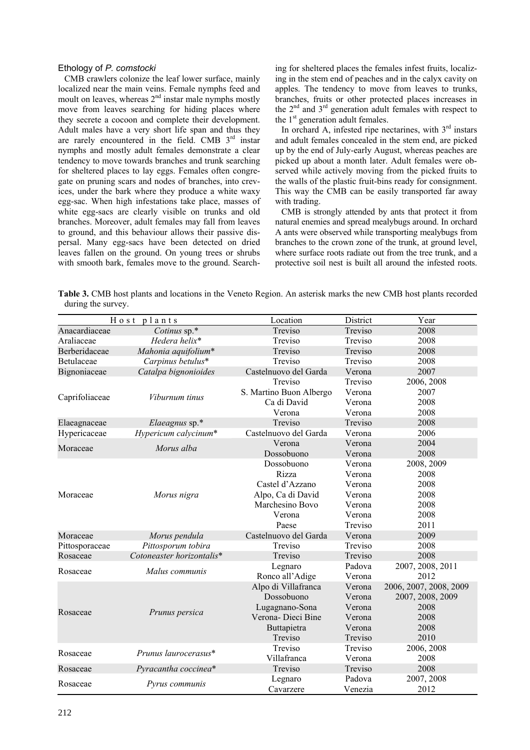### Ethology of *P. comstocki*

CMB crawlers colonize the leaf lower surface, mainly localized near the main veins. Female nymphs feed and moult on leaves, whereas 2[nd] instar male nymphs mostly move from leaves searching for hiding places where they secrete a cocoon and complete their development. Adult males have a very short life span and thus they are rarely encountered in the field. CMB 3[rd] instar nymphs and mostly adult females demonstrate a clear tendency to move towards branches and trunk searching for sheltered places to lay eggs. Females often congregate on pruning scars and nodes of branches, into crevices, under the bark where they produce a white waxy egg-sac. When high infestations take place, masses of white egg-sacs are clearly visible on trunks and old branches. Moreover, adult females may fall from leaves to ground, and this behaviour allows their passive dispersal. Many egg-sacs have been detected on dried leaves fallen on the ground. On young trees or shrubs with smooth bark, females move to the ground. Searching for sheltered places the females infest fruits, localizing in the stem end of peaches and in the calyx cavity on apples. The tendency to move from leaves to trunks, branches, fruits or other protected places increases in the 2[nd] and 3[rd] generation adult females with respect to the 1[st] generation adult females.

In orchard A, infested ripe nectarines, with 3[rd] instars and adult females concealed in the stem end, are picked up by the end of July-early August, whereas peaches are picked up about a month later. Adult females were observed while actively moving from the picked fruits to the walls of the plastic fruit-bins ready for consignment. This way the CMB can be easily transported far away with trading.

CMB is strongly attended by ants that protect it from natural enemies and spread mealybugs around. In orchard A ants were observed while transporting mealybugs from branches to the crown zone of the trunk, at ground level, where surface roots radiate out from the tree trunk, and a protective soil nest is built all around the infested roots.

**Table 3.** CMB host plants and locations in the Veneto Region. An asterisk marks the new CMB host plants recorded during the survey.

| Host plants | | Location | District | Year |
|---|---|---|---|---|
| Anacardiaceae | *Cotinus* sp.* | Treviso | Treviso | 2008 |
| Araliaceae | *Hedera helix** | Treviso | Treviso | 2008 |
| Berberidaceae | *Mahonia aquifolium** | Treviso | Treviso | 2008 |
| Betulaceae | *Carpinus betulus** | Treviso | Treviso | 2008 |
| Bignoniaceae | *Catalpa bignonioides* | Castelnuovo del Garda | Verona | 2007 |
| Caprifoliaceae | *Viburnum tinus* | Treviso | Treviso | 2006, 2008 |
| | | S. Martino Buon Albergo | Verona | 2007 |
| | | Ca di David | Verona | 2008 |
| | | Verona | Verona | 2008 |
| Elaeagnaceae | *Elaeagnus* sp.* | Treviso | Treviso | 2008 |
| Hypericaceae | *Hypericum calycinum** | Castelnuovo del Garda | Verona | 2006 |
| Moraceae | *Morus alba* | Verona | Verona | 2004 |
| | | Dossobuono | Verona | 2008 |
| Moraceae | *Morus nigra* | Dossobuono | Verona | 2008, 2009 |
| | | Rizza | Verona | 2008 |
| | | Castel d'Azzano | Verona | 2008 |
| | | Alpo, Ca di David | Verona | 2008 |
| | | Marchesino Bovo | Verona | 2008 |
| | | Verona | Verona | 2008 |
| | | Paese | Treviso | 2011 |
| Moraceae | *Morus pendula* | Castelnuovo del Garda | Verona | 2009 |
| Pittosporaceae | *Pittosporum tobira* | Treviso | Treviso | 2008 |
| Rosaceae | *Cotoneaster horizontalis** | Treviso | Treviso | 2008 |
| Rosaceae | *Malus communis* | Legnaro | Padova | 2007, 2008, 2011 |
| | | Ronco all'Adige | Verona | 2012 |
| Rosaceae | *Prunus persica* | Alpo di Villafranca | Verona | 2006, 2007, 2008, 2009 |
| | | Dossobuono | Verona | 2007, 2008, 2009 |
| | | Lugagnano-Sona | Verona | 2008 |
| | | Verona- Dieci Bine | Verona | 2008 |
| | | Buttapietra | Verona | 2008 |
| | | Treviso | Treviso | 2010 |
| Rosaceae | *Prunus laurocerasus** | Treviso | Treviso | 2006, 2008 |
| | | Villafranca | Verona | 2008 |
| Rosaceae | *Pyracantha coccinea** | Treviso | Treviso | 2008 |
| Rosaceae | *Pyrus communis* | Legnaro | Padova | 2007, 2008 |
| | | Cavarzere | Venezia | 2012 |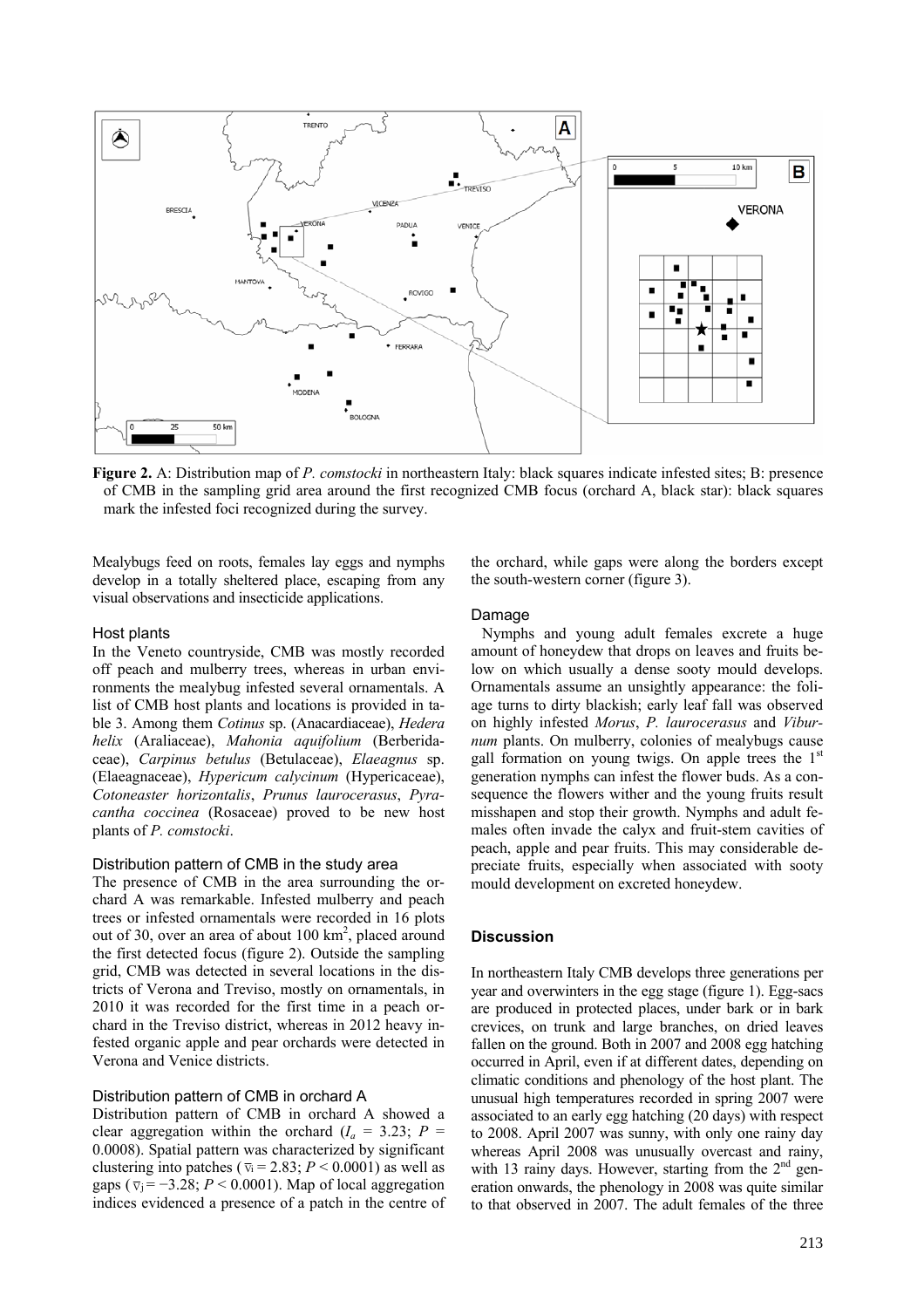**Figure 2.** A: Distribution map of *P. comstocki* in northeastern Italy: black squares indicate infested sites; B: presence of CMB in the sampling grid area around the first recognized CMB focus (orchard A, black star): black squares mark the infested foci recognized during the survey.

Mealybugs feed on roots, females lay eggs and nymphs develop in a totally sheltered place, escaping from any visual observations and insecticide applications.

### Host plants

In the Veneto countryside, CMB was mostly recorded off peach and mulberry trees, whereas in urban environments the mealybug infested several ornamentals. A list of CMB host plants and locations is provided in table 3. Among them *Cotinus* sp. (Anacardiaceae), *Hedera helix* (Araliaceae), *Mahonia aquifolium* (Berberidaceae), *Carpinus betulus* (Betulaceae), *Elaeagnus* sp. (Elaeagnaceae), *Hypericum calycinum* (Hypericaceae), *Cotoneaster horizontalis*, *Prunus laurocerasus*, *Pyracantha coccinea* (Rosaceae) proved to be new host plants of *P. comstocki*.

### Distribution pattern of CMB in the study area

The presence of CMB in the area surrounding the orchard A was remarkable. Infested mulberry and peach trees or infested ornamentals were recorded in 16 plots out of 30, over an area of about 100 km$^2$, placed around the first detected focus (figure 2). Outside the sampling grid, CMB was detected in several locations in the districts of Verona and Treviso, mostly on ornamentals, in 2010 it was recorded for the first time in a peach orchard in the Treviso district, whereas in 2012 heavy infested organic apple and pear orchards were detected in Verona and Venice districts.

### Distribution pattern of CMB in orchard A

Distribution pattern of CMB in orchard A showed a clear aggregation within the orchard ($I_a$ = 3.23; $P$ = 0.0008). Spatial pattern was characterized by significant clustering into patches ($\overline{v}_i$ = 2.83; $P$ < 0.0001) as well as gaps ($\overline{v}_j$ = −3.28; $P$ < 0.0001). Map of local aggregation indices evidenced a presence of a patch in the centre of the orchard, while gaps were along the borders except the south-western corner (figure 3).

### Damage

Nymphs and young adult females excrete a huge amount of honeydew that drops on leaves and fruits below on which usually a dense sooty mould develops. Ornamentals assume an unsightly appearance: the foliage turns to dirty blackish; early leaf fall was observed on highly infested *Morus*, *P. laurocerasus* and *Viburnum* plants. On mulberry, colonies of mealybugs cause gall formation on young twigs. On apple trees the 1st generation nymphs can infest the flower buds. As a consequence the flowers wither and the young fruits result misshapen and stop their growth. Nymphs and adult females often invade the calyx and fruit-stem cavities of peach, apple and pear fruits. This may considerable depreciate fruits, especially when associated with sooty mould development on excreted honeydew.

## Discussion

In northeastern Italy CMB develops three generations per year and overwinters in the egg stage (figure 1). Egg-sacs are produced in protected places, under bark or in bark crevices, on trunk and large branches, on dried leaves fallen on the ground. Both in 2007 and 2008 egg hatching occurred in April, even if at different dates, depending on climatic conditions and phenology of the host plant. The unusual high temperatures recorded in spring 2007 were associated to an early egg hatching (20 days) with respect to 2008. April 2007 was sunny, with only one rainy day whereas April 2008 was unusually overcast and rainy, with 13 rainy days. However, starting from the 2nd generation onwards, the phenology in 2008 was quite similar to that observed in 2007. The adult females of the three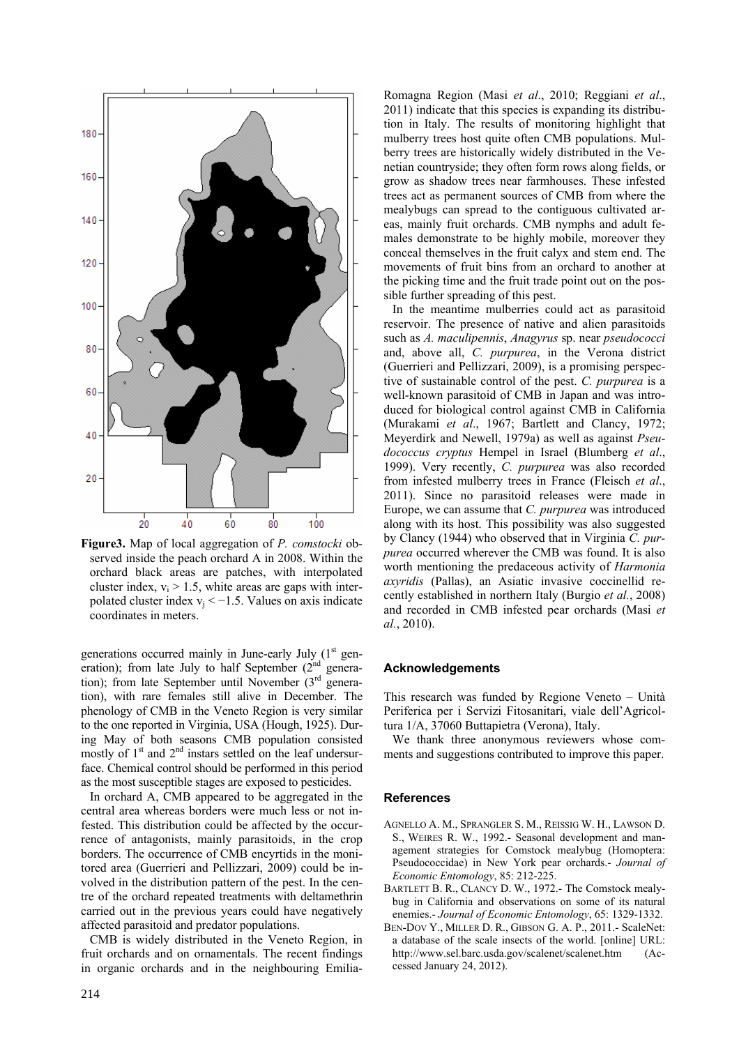**Figure3.** Map of local aggregation of *P. comstocki* observed inside the peach orchard A in 2008. Within the orchard black areas are patches, with interpolated cluster index, $v_i > 1.5$, white areas are gaps with interpolated cluster index $v_j < -1.5$. Values on axis indicate coordinates in meters.

generations occurred mainly in June-early July (1st generation); from late July to half September (2nd generation); from late September until November (3rd generation), with rare females still alive in December. The phenology of CMB in the Veneto Region is very similar to the one reported in Virginia, USA (Hough, 1925). During May of both seasons CMB population consisted mostly of 1st and 2nd instars settled on the leaf undersurface. Chemical control should be performed in this period as the most susceptible stages are exposed to pesticides.

In orchard A, CMB appeared to be aggregated in the central area whereas borders were much less or not infested. This distribution could be affected by the occurrence of antagonists, mainly parasitoids, in the crop borders. The occurrence of CMB encyrtids in the monitored area (Guerrieri and Pellizzari, 2009) could be involved in the distribution pattern of the pest. In the centre of the orchard repeated treatments with deltamethrin carried out in the previous years could have negatively affected parasitoid and predator populations.

CMB is widely distributed in the Veneto Region, in fruit orchards and on ornamentals. The recent findings in organic orchards and in the neighbouring Emilia-Romagna Region (Masi *et al*., 2010; Reggiani *et al*., 2011) indicate that this species is expanding its distribution in Italy. The results of monitoring highlight that mulberry trees host quite often CMB populations. Mulberry trees are historically widely distributed in the Venetian countryside; they often form rows along fields, or grow as shadow trees near farmhouses. These infested trees act as permanent sources of CMB from where the mealybugs can spread to the contiguous cultivated areas, mainly fruit orchards. CMB nymphs and adult females demonstrate to be highly mobile, moreover they conceal themselves in the fruit calyx and stem end. The movements of fruit bins from an orchard to another at the picking time and the fruit trade point out on the possible further spreading of this pest.

In the meantime mulberries could act as parasitoid reservoir. The presence of native and alien parasitoids such as *A. maculipennis*, *Anagyrus* sp. near *pseudococci* and, above all, *C. purpurea*, in the Verona district (Guerrieri and Pellizzari, 2009), is a promising perspective of sustainable control of the pest. *C. purpurea* is a well-known parasitoid of CMB in Japan and was introduced for biological control against CMB in California (Murakami *et al*., 1967; Bartlett and Clancy, 1972; Meyerdirk and Newell, 1979a) as well as against *Pseudococcus cryptus* Hempel in Israel (Blumberg *et al*., 1999). Very recently, *C. purpurea* was also recorded from infested mulberry trees in France (Fleisch *et al*., 2011). Since no parasitoid releases were made in Europe, we can assume that *C. purpurea* was introduced along with its host. This possibility was also suggested by Clancy (1944) who observed that in Virginia *C. purpurea* occurred wherever the CMB was found. It is also worth mentioning the predaceous activity of *Harmonia axyridis* (Pallas), an Asiatic invasive coccinellid recently established in northern Italy (Burgio *et al.*, 2008) and recorded in CMB infested pear orchards (Masi *et al.*, 2010).

## Acknowledgements

This research was funded by Regione Veneto – Unità Periferica per i Servizi Fitosanitari, viale dell'Agricoltura 1/A, 37060 Buttapietra (Verona), Italy.

We thank three anonymous reviewers whose comments and suggestions contributed to improve this paper.

## References

AGNELLO A. M., SPRANGLER S. M., REISSIG W. H., LAWSON D. S., WEIRES R. W., 1992.- Seasonal development and management strategies for Comstock mealybug (Homoptera: Pseudococcidae) in New York pear orchards.- *Journal of Economic Entomology*, 85: 212-225.

BARTLETT B. R., CLANCY D. W., 1972.- The Comstock mealybug in California and observations on some of its natural enemies.- *Journal of Economic Entomology*, 65: 1329-1332.

BEN-DOV Y., MILLER D. R., GIBSON G. A. P., 2011.- ScaleNet: a database of the scale insects of the world. [online] URL: http://www.sel.barc.usda.gov/scalenet/scalenet.htm (Accessed January 24, 2012).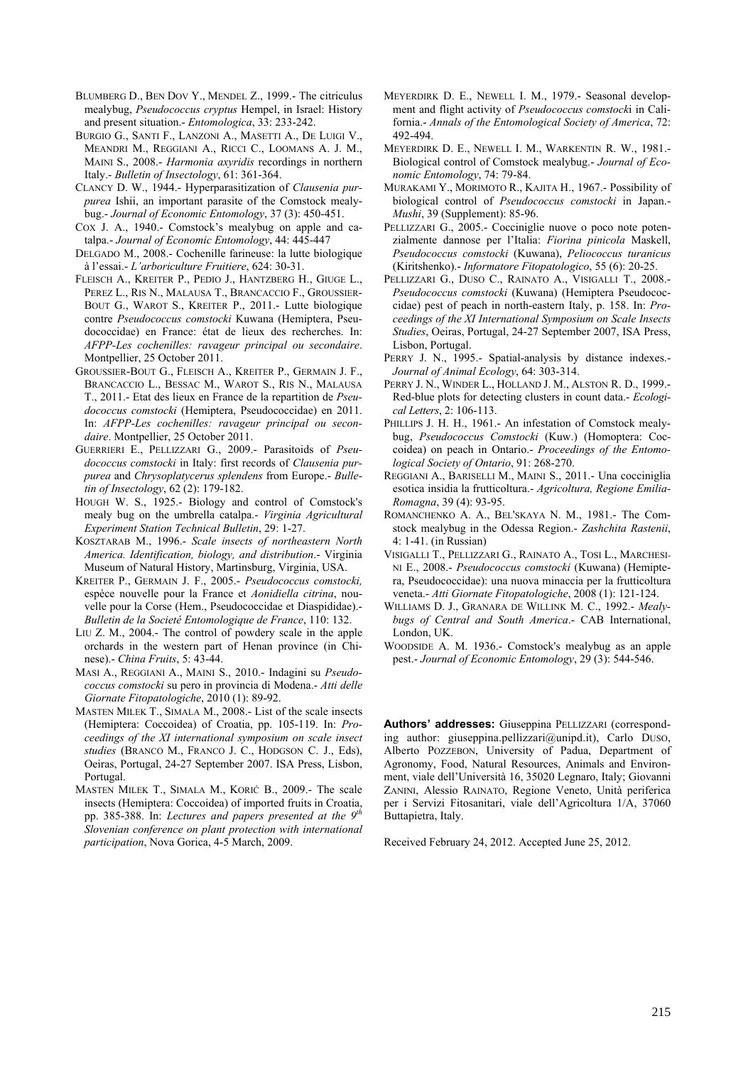BLUMBERG D., BEN DOV Y., MENDEL Z., 1999.- The citriculus mealybug, *Pseudococcus cryptus* Hempel, in Israel: History and present situation.- *Entomologica*, 33: 233-242.

BURGIO G., SANTI F., LANZONI A., MASETTI A., DE LUIGI V., MEANDRI M., REGGIANI A., RICCI C., LOOMANS A. J. M., MAINI S., 2008.- *Harmonia axyridis* recordings in northern Italy.- *Bulletin of Insectology*, 61: 361-364.

CLANCY D. W., 1944.- Hyperparasitization of *Clausenia purpurea* Ishii, an important parasite of the Comstock mealybug.- *Journal of Economic Entomology*, 37 (3): 450-451.

COX J. A., 1940.- Comstock's mealybug on apple and catalpa.- *Journal of Economic Entomology*, 44: 445-447

DELGADO M., 2008.- Cochenille farineuse: la lutte biologique à l'essai.- *L'arboriculture Fruitiere*, 624: 30-31.

FLEISCH A., KREITER P., PEDIO J., HANTZBERG H., GIUGE L., PEREZ L., RIS N., MALAUSA T., BRANCACCIO F., GROUSSIER-BOUT G., WAROT S., KREITER P., 2011.- Lutte biologique contre *Pseudococcus comstocki* Kuwana (Hemiptera, Pseudococcidae) en France: état de lieux des recherches. In: *AFPP-Les cochenilles: ravageur principal ou secondaire*. Montpellier, 25 October 2011.

GROUSSIER-BOUT G., FLEISCH A., KREITER P., GERMAIN J. F., BRANCACCIO L., BESSAC M., WAROT S., RIS N., MALAUSA T., 2011.- Etat des lieux en France de la repartition de *Pseudococcus comstocki* (Hemiptera, Pseudococcidae) en 2011. In: *AFPP-Les cochenilles: ravageur principal ou secondaire*. Montpellier, 25 October 2011.

GUERRIERI E., PELLIZZARI G., 2009.- Parasitoids of *Pseudococcus comstocki* in Italy: first records of *Clausenia purpurea* and *Chrysoplatycerus splendens* from Europe.- *Bulletin of Insectology*, 62 (2): 179-182.

HOUGH W. S., 1925.- Biology and control of Comstock's mealy bug on the umbrella catalpa.- *Virginia Agricultural Experiment Station Technical Bulletin*, 29: 1-27.

KOSZTARAB M., 1996.- *Scale insects of northeastern North America. Identification, biology, and distribution*.- Virginia Museum of Natural History, Martinsburg, Virginia, USA.

KREITER P., GERMAIN J. F., 2005.- *Pseudococcus comstocki,* espèce nouvelle pour la France et *Aonidiella citrina*, nouvelle pour la Corse (Hem., Pseudococcidae et Diaspididae).- *Bulletin de la Societé Entomologique de France*, 110: 132.

LIU Z. M., 2004.- The control of powdery scale in the apple orchards in the western part of Henan province (in Chinese).- *China Fruits*, 5: 43-44.

MASI A., REGGIANI A., MAINI S., 2010.- Indagini su *Pseudococcus comstocki* su pero in provincia di Modena.- *Atti delle Giornate Fitopatologiche*, 2010 (1): 89-92.

MASTEN MILEK T., SIMALA M., 2008.- List of the scale insects (Hemiptera: Coccoidea) of Croatia, pp. 105-119. In: *Proceedings of the XI international symposium on scale insect studies* (BRANCO M., FRANCO J. C., HODGSON C. J., Eds), Oeiras, Portugal, 24-27 September 2007. ISA Press, Lisbon, Portugal.

MASTEN MILEK T., SIMALA M., KORIĆ B., 2009.- The scale insects (Hemiptera: Coccoidea) of imported fruits in Croatia, pp. 385-388. In: *Lectures and papers presented at the 9th Slovenian conference on plant protection with international participation*, Nova Gorica, 4-5 March, 2009.

MEYERDIRK D. E., NEWELL I. M., 1979.- Seasonal development and flight activity of *Pseudococcus comstocki* in California.- *Annals of the Entomological Society of America*, 72: 492-494.

MEYERDIRK D. E., NEWELL I. M., WARKENTIN R. W., 1981.- Biological control of Comstock mealybug.- *Journal of Economic Entomology*, 74: 79-84.

MURAKAMI Y., MORIMOTO R., KAJITA H., 1967.- Possibility of biological control of *Pseudococcus comstocki* in Japan.- *Mushi*, 39 (Supplement): 85-96.

PELLIZZARI G., 2005.- Cocciniglie nuove o poco note potenzialmente dannose per l'Italia: *Fiorina pinicola* Maskell, *Pseudococcus comstocki* (Kuwana), *Peliococcus turanicus* (Kiritshenko).- *Informatore Fitopatologico*, 55 (6): 20-25.

PELLIZZARI G., DUSO C., RAINATO A., VISIGALLI T., 2008.- *Pseudococcus comstocki* (Kuwana) (Hemiptera Pseudococcidae) pest of peach in north-eastern Italy, p. 158. In: *Proceedings of the XI International Symposium on Scale Insects Studies*, Oeiras, Portugal, 24-27 September 2007, ISA Press, Lisbon, Portugal.

PERRY J. N., 1995.- Spatial-analysis by distance indexes.- *Journal of Animal Ecology*, 64: 303-314.

PERRY J. N., WINDER L., HOLLAND J. M., ALSTON R. D., 1999.- Red-blue plots for detecting clusters in count data.- *Ecological Letters*, 2: 106-113.

PHILLIPS J. H. H., 1961.- An infestation of Comstock mealybug, *Pseudococcus Comstocki* (Kuw.) (Homoptera: Coccoidea) on peach in Ontario.- *Proceedings of the Entomological Society of Ontario*, 91: 268-270.

REGGIANI A., BARISELLI M., MAINI S., 2011.- Una cocciniglia esotica insidia la frutticoltura.- *Agricoltura, Regione Emilia-Romagna*, 39 (4): 93-95.

ROMANCHENKO A. A., BEL'SKAYA N. M., 1981.- The Comstock mealybug in the Odessa Region.- *Zashchita Rastenii*, 4: 1-41. (in Russian)

VISIGALLI T., PELLIZZARI G., RAINATO A., TOSI L., MARCHESINI E., 2008.- *Pseudococcus comstocki* (Kuwana) (Hemiptera, Pseudococcidae): una nuova minaccia per la frutticoltura veneta.- *Atti Giornate Fitopatologiche*, 2008 (1): 121-124.

WILLIAMS D. J., GRANARA DE WILLINK M. C., 1992.- *Mealybugs of Central and South America*.- CAB International, London, UK.

WOODSIDE A. M. 1936.- Comstock's mealybug as an apple pest.- *Journal of Economic Entomology*, 29 (3): 544-546.

**Authors' addresses:** Giuseppina PELLIZZARI (corresponding author: giuseppina.pellizzari@unipd.it), Carlo DUSO, Alberto POZZEBON, University of Padua, Department of Agronomy, Food, Natural Resources, Animals and Environment, viale dell'Università 16, 35020 Legnaro, Italy; Giovanni ZANINI, Alessio RAINATO, Regione Veneto, Unità periferica per i Servizi Fitosanitari, viale dell'Agricoltura 1/A, 37060 Buttapietra, Italy.

Received February 24, 2012. Accepted June 25, 2012.